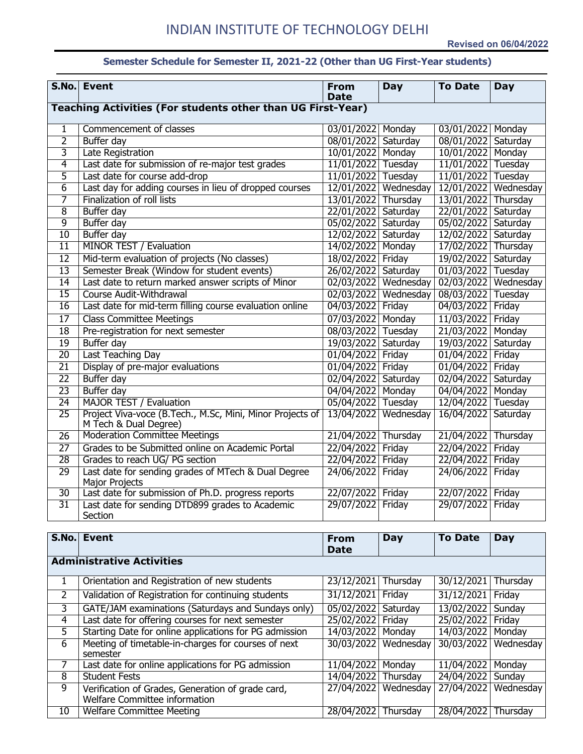# INDIAN INSTITUTE OF TECHNOLOGY DELHI

**Revised on 06/04/2022**

## Semester Schedule for Semester II, 2021-22 (Other than UG First-Year students)

| S.No. | Event | From Date | Day | To Date | Day |
|---|---|---|---|---|---|
| **Teaching Activities (For students other than UG First-Year)** | | | | | |
| 1 | Commencement of classes | 03/01/2022 | Monday | 03/01/2022 | Monday |
| 2 | Buffer day | 08/01/2022 | Saturday | 08/01/2022 | Saturday |
| 3 | Late Registration | 10/01/2022 | Monday | 10/01/2022 | Monday |
| 4 | Last date for submission of re-major test grades | 11/01/2022 | Tuesday | 11/01/2022 | Tuesday |
| 5 | Last date for course add-drop | 11/01/2022 | Tuesday | 11/01/2022 | Tuesday |
| 6 | Last day for adding courses in lieu of dropped courses | 12/01/2022 | Wednesday | 12/01/2022 | Wednesday |
| 7 | Finalization of roll lists | 13/01/2022 | Thursday | 13/01/2022 | Thursday |
| 8 | Buffer day | 22/01/2022 | Saturday | 22/01/2022 | Saturday |
| 9 | Buffer day | 05/02/2022 | Saturday | 05/02/2022 | Saturday |
| 10 | Buffer day | 12/02/2022 | Saturday | 12/02/2022 | Saturday |
| 11 | MINOR TEST / Evaluation | 14/02/2022 | Monday | 17/02/2022 | Thursday |
| 12 | Mid-term evaluation of projects (No classes) | 18/02/2022 | Friday | 19/02/2022 | Saturday |
| 13 | Semester Break (Window for student events) | 26/02/2022 | Saturday | 01/03/2022 | Tuesday |
| 14 | Last date to return marked answer scripts of Minor | 02/03/2022 | Wednesday | 02/03/2022 | Wednesday |
| 15 | Course Audit-Withdrawal | 02/03/2022 | Wednesday | 08/03/2022 | Tuesday |
| 16 | Last date for mid-term filling course evaluation online | 04/03/2022 | Friday | 04/03/2022 | Friday |
| 17 | Class Committee Meetings | 07/03/2022 | Monday | 11/03/2022 | Friday |
| 18 | Pre-registration for next semester | 08/03/2022 | Tuesday | 21/03/2022 | Monday |
| 19 | Buffer day | 19/03/2022 | Saturday | 19/03/2022 | Saturday |
| 20 | Last Teaching Day | 01/04/2022 | Friday | 01/04/2022 | Friday |
| 21 | Display of pre-major evaluations | 01/04/2022 | Friday | 01/04/2022 | Friday |
| 22 | Buffer day | 02/04/2022 | Saturday | 02/04/2022 | Saturday |
| 23 | Buffer day | 04/04/2022 | Monday | 04/04/2022 | Monday |
| 24 | MAJOR TEST / Evaluation | 05/04/2022 | Tuesday | 12/04/2022 | Tuesday |
| 25 | Project Viva-voce (B.Tech., M.Sc, Mini, Minor Projects of M Tech & Dual Degree) | 13/04/2022 | Wednesday | 16/04/2022 | Saturday |
| 26 | Moderation Committee Meetings | 21/04/2022 | Thursday | 21/04/2022 | Thursday |
| 27 | Grades to be Submitted online on Academic Portal | 22/04/2022 | Friday | 22/04/2022 | Friday |
| 28 | Grades to reach UG/ PG section | 22/04/2022 | Friday | 22/04/2022 | Friday |
| 29 | Last date for sending grades of MTech & Dual Degree Major Projects | 24/06/2022 | Friday | 24/06/2022 | Friday |
| 30 | Last date for submission of Ph.D. progress reports | 22/07/2022 | Friday | 22/07/2022 | Friday |
| 31 | Last date for sending DTD899 grades to Academic Section | 29/07/2022 | Friday | 29/07/2022 | Friday |

| S.No. | Event | From Date | Day | To Date | Day |
|---|---|---|---|---|---|
| **Administrative Activities** | | | | | |
| 1 | Orientation and Registration of new students | 23/12/2021 | Thursday | 30/12/2021 | Thursday |
| 2 | Validation of Registration for continuing students | 31/12/2021 | Friday | 31/12/2021 | Friday |
| 3 | GATE/JAM examinations (Saturdays and Sundays only) | 05/02/2022 | Saturday | 13/02/2022 | Sunday |
| 4 | Last date for offering courses for next semester | 25/02/2022 | Friday | 25/02/2022 | Friday |
| 5 | Starting Date for online applications for PG admission | 14/03/2022 | Monday | 14/03/2022 | Monday |
| 6 | Meeting of timetable-in-charges for courses of next semester | 30/03/2022 | Wednesday | 30/03/2022 | Wednesday |
| 7 | Last date for online applications for PG admission | 11/04/2022 | Monday | 11/04/2022 | Monday |
| 8 | Student Fests | 14/04/2022 | Thursday | 24/04/2022 | Sunday |
| 9 | Verification of Grades, Generation of grade card, Welfare Committee information | 27/04/2022 | Wednesday | 27/04/2022 | Wednesday |
| 10 | Welfare Committee Meeting | 28/04/2022 | Thursday | 28/04/2022 | Thursday |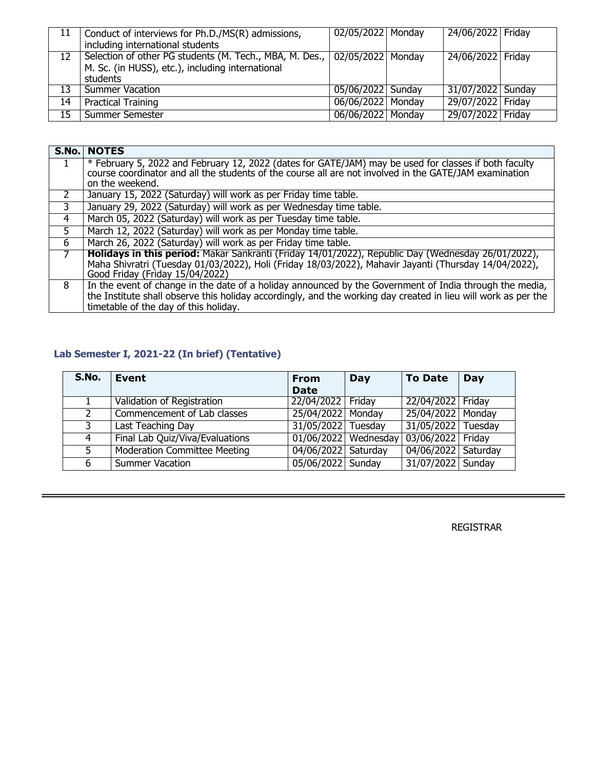| | | | | | |
|---|---|---|---|---|---|
| 11 | Conduct of interviews for Ph.D./MS(R) admissions, including international students | 02/05/2022 | Monday | 24/06/2022 | Friday |
| 12 | Selection of other PG students (M. Tech., MBA, M. Des., M. Sc. (in HUSS), etc.), including international students | 02/05/2022 | Monday | 24/06/2022 | Friday |
| 13 | Summer Vacation | 05/06/2022 | Sunday | 31/07/2022 | Sunday |
| 14 | Practical Training | 06/06/2022 | Monday | 29/07/2022 | Friday |
| 15 | Summer Semester | 06/06/2022 | Monday | 29/07/2022 | Friday |

| S.No. | NOTES |
|---|---|
| 1 | * February 5, 2022 and February 12, 2022 (dates for GATE/JAM) may be used for classes if both faculty course coordinator and all the students of the course all are not involved in the GATE/JAM examination on the weekend. |
| 2 | January 15, 2022 (Saturday) will work as per Friday time table. |
| 3 | January 29, 2022 (Saturday) will work as per Wednesday time table. |
| 4 | March 05, 2022 (Saturday) will work as per Tuesday time table. |
| 5 | March 12, 2022 (Saturday) will work as per Monday time table. |
| 6 | March 26, 2022 (Saturday) will work as per Friday time table. |
| 7 | **Holidays in this period:** Makar Sankranti (Friday 14/01/2022), Republic Day (Wednesday 26/01/2022), Maha Shivratri (Tuesday 01/03/2022), Holi (Friday 18/03/2022), Mahavir Jayanti (Thursday 14/04/2022), Good Friday (Friday 15/04/2022) |
| 8 | In the event of change in the date of a holiday announced by the Government of India through the media, the Institute shall observe this holiday accordingly, and the working day created in lieu will work as per the timetable of the day of this holiday. |

### Lab Semester I, 2021-22 (In brief) (Tentative)

| S.No. | Event | From Date | Day | To Date | Day |
|---|---|---|---|---|---|
| 1 | Validation of Registration | 22/04/2022 | Friday | 22/04/2022 | Friday |
| 2 | Commencement of Lab classes | 25/04/2022 | Monday | 25/04/2022 | Monday |
| 3 | Last Teaching Day | 31/05/2022 | Tuesday | 31/05/2022 | Tuesday |
| 4 | Final Lab Quiz/Viva/Evaluations | 01/06/2022 | Wednesday | 03/06/2022 | Friday |
| 5 | Moderation Committee Meeting | 04/06/2022 | Saturday | 04/06/2022 | Saturday |
| 6 | Summer Vacation | 05/06/2022 | Sunday | 31/07/2022 | Sunday |

REGISTRAR